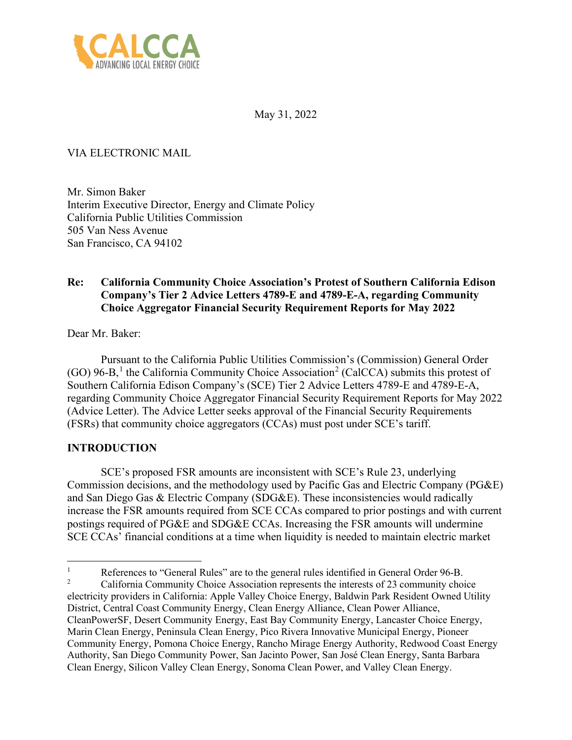CALCCA
ADVANCING LOCAL ENERGY CHOICE

May 31, 2022

VIA ELECTRONIC MAIL

Mr. Simon Baker
Interim Executive Director, Energy and Climate Policy
California Public Utilities Commission
505 Van Ness Avenue
San Francisco, CA 94102

**Re: California Community Choice Association's Protest of Southern California Edison Company's Tier 2 Advice Letters 4789-E and 4789-E-A, regarding Community Choice Aggregator Financial Security Requirement Reports for May 2022**

Dear Mr. Baker:

Pursuant to the California Public Utilities Commission's (Commission) General Order (GO) 96-B,[1] the California Community Choice Association[2] (CalCCA) submits this protest of Southern California Edison Company's (SCE) Tier 2 Advice Letters 4789-E and 4789-E-A, regarding Community Choice Aggregator Financial Security Requirement Reports for May 2022 (Advice Letter). The Advice Letter seeks approval of the Financial Security Requirements (FSRs) that community choice aggregators (CCAs) must post under SCE's tariff.

## INTRODUCTION

SCE's proposed FSR amounts are inconsistent with SCE's Rule 23, underlying Commission decisions, and the methodology used by Pacific Gas and Electric Company (PG&E) and San Diego Gas & Electric Company (SDG&E). These inconsistencies would radically increase the FSR amounts required from SCE CCAs compared to prior postings and with current postings required of PG&E and SDG&E CCAs. Increasing the FSR amounts will undermine SCE CCAs' financial conditions at a time when liquidity is needed to maintain electric market

---

[1] References to "General Rules" are to the general rules identified in General Order 96-B.

[2] California Community Choice Association represents the interests of 23 community choice electricity providers in California: Apple Valley Choice Energy, Baldwin Park Resident Owned Utility District, Central Coast Community Energy, Clean Energy Alliance, Clean Power Alliance, CleanPowerSF, Desert Community Energy, East Bay Community Energy, Lancaster Choice Energy, Marin Clean Energy, Peninsula Clean Energy, Pico Rivera Innovative Municipal Energy, Pioneer Community Energy, Pomona Choice Energy, Rancho Mirage Energy Authority, Redwood Coast Energy Authority, San Diego Community Power, San Jacinto Power, San José Clean Energy, Santa Barbara Clean Energy, Silicon Valley Clean Energy, Sonoma Clean Power, and Valley Clean Energy.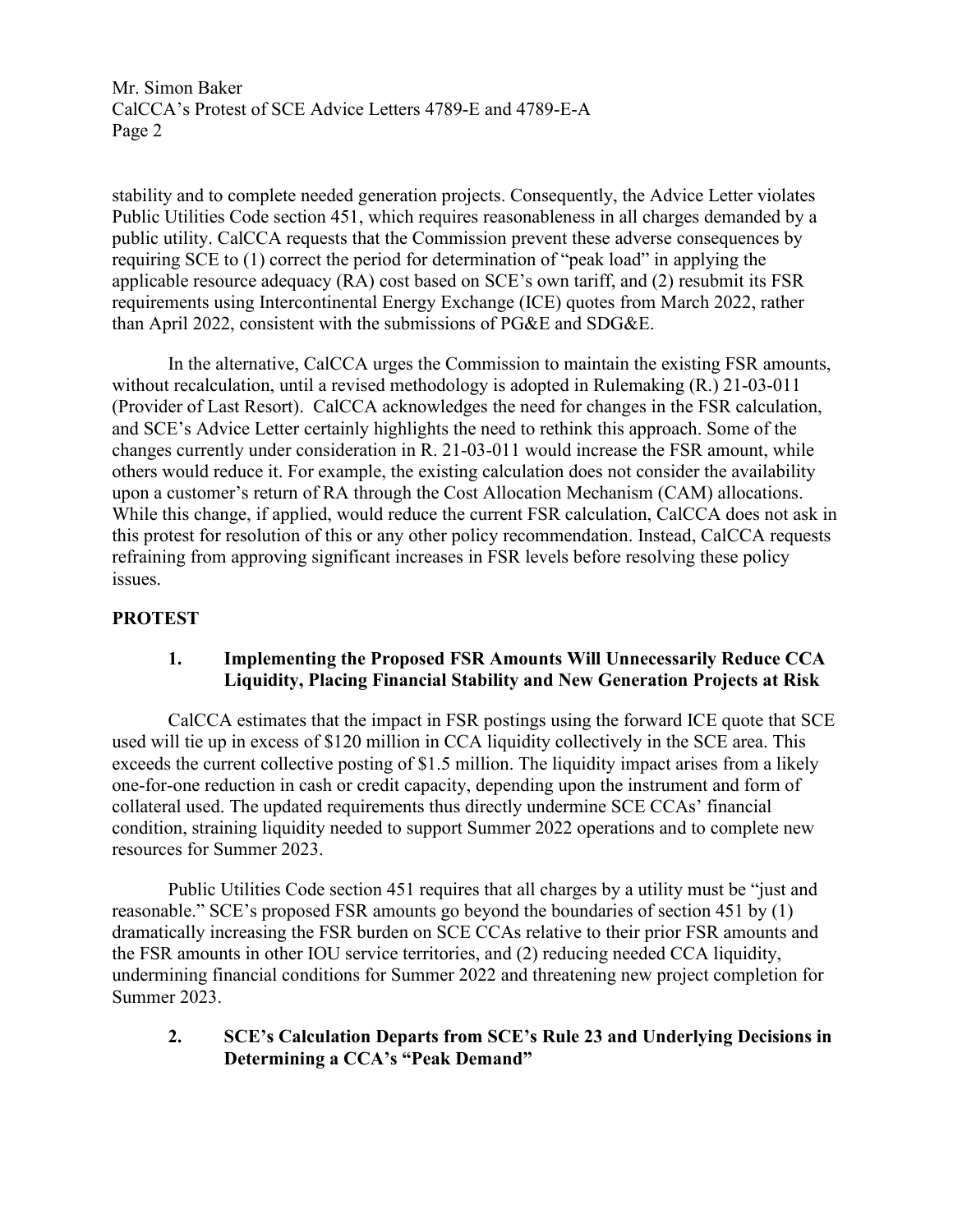stability and to complete needed generation projects. Consequently, the Advice Letter violates Public Utilities Code section 451, which requires reasonableness in all charges demanded by a public utility. CalCCA requests that the Commission prevent these adverse consequences by requiring SCE to (1) correct the period for determination of "peak load" in applying the applicable resource adequacy (RA) cost based on SCE's own tariff, and (2) resubmit its FSR requirements using Intercontinental Energy Exchange (ICE) quotes from March 2022, rather than April 2022, consistent with the submissions of PG&E and SDG&E.

In the alternative, CalCCA urges the Commission to maintain the existing FSR amounts, without recalculation, until a revised methodology is adopted in Rulemaking (R.) 21-03-011 (Provider of Last Resort). CalCCA acknowledges the need for changes in the FSR calculation, and SCE's Advice Letter certainly highlights the need to rethink this approach. Some of the changes currently under consideration in R. 21-03-011 would increase the FSR amount, while others would reduce it. For example, the existing calculation does not consider the availability upon a customer's return of RA through the Cost Allocation Mechanism (CAM) allocations. While this change, if applied, would reduce the current FSR calculation, CalCCA does not ask in this protest for resolution of this or any other policy recommendation. Instead, CalCCA requests refraining from approving significant increases in FSR levels before resolving these policy issues.

## PROTEST

### 1. Implementing the Proposed FSR Amounts Will Unnecessarily Reduce CCA Liquidity, Placing Financial Stability and New Generation Projects at Risk

CalCCA estimates that the impact in FSR postings using the forward ICE quote that SCE used will tie up in excess of $120 million in CCA liquidity collectively in the SCE area. This exceeds the current collective posting of $1.5 million. The liquidity impact arises from a likely one-for-one reduction in cash or credit capacity, depending upon the instrument and form of collateral used. The updated requirements thus directly undermine SCE CCAs' financial condition, straining liquidity needed to support Summer 2022 operations and to complete new resources for Summer 2023.

Public Utilities Code section 451 requires that all charges by a utility must be "just and reasonable." SCE's proposed FSR amounts go beyond the boundaries of section 451 by (1) dramatically increasing the FSR burden on SCE CCAs relative to their prior FSR amounts and the FSR amounts in other IOU service territories, and (2) reducing needed CCA liquidity, undermining financial conditions for Summer 2022 and threatening new project completion for Summer 2023.

### 2. SCE's Calculation Departs from SCE's Rule 23 and Underlying Decisions in Determining a CCA's "Peak Demand"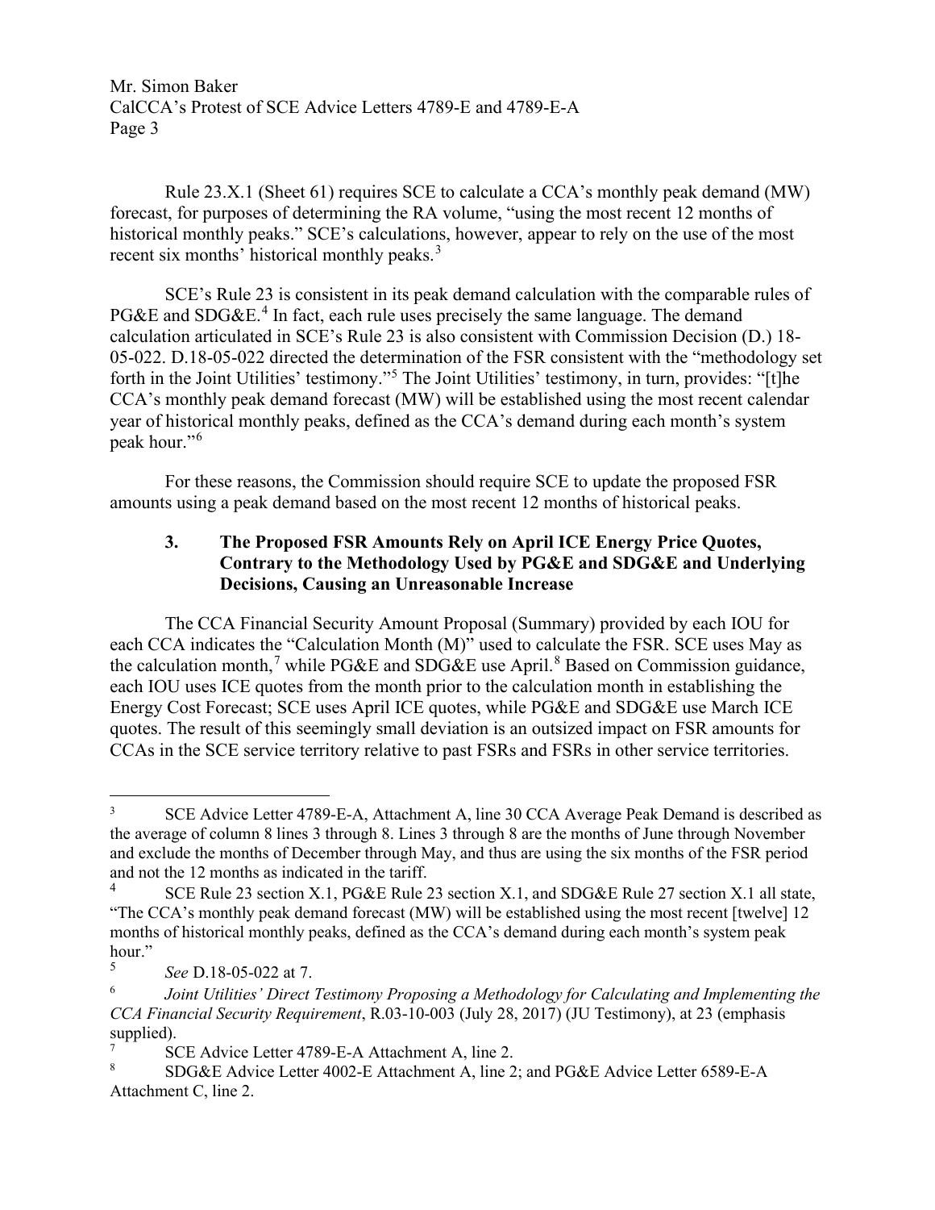Rule 23.X.1 (Sheet 61) requires SCE to calculate a CCA's monthly peak demand (MW) forecast, for purposes of determining the RA volume, "using the most recent 12 months of historical monthly peaks." SCE's calculations, however, appear to rely on the use of the most recent six months' historical monthly peaks.[3]

SCE's Rule 23 is consistent in its peak demand calculation with the comparable rules of PG&E and SDG&E.[4] In fact, each rule uses precisely the same language. The demand calculation articulated in SCE's Rule 23 is also consistent with Commission Decision (D.) 18-05-022. D.18-05-022 directed the determination of the FSR consistent with the "methodology set forth in the Joint Utilities' testimony."[5] The Joint Utilities' testimony, in turn, provides: "[t]he CCA's monthly peak demand forecast (MW) will be established using the most recent calendar year of historical monthly peaks, defined as the CCA's demand during each month's system peak hour."[6]

For these reasons, the Commission should require SCE to update the proposed FSR amounts using a peak demand based on the most recent 12 months of historical peaks.

### 3. The Proposed FSR Amounts Rely on April ICE Energy Price Quotes, Contrary to the Methodology Used by PG&E and SDG&E and Underlying Decisions, Causing an Unreasonable Increase

The CCA Financial Security Amount Proposal (Summary) provided by each IOU for each CCA indicates the "Calculation Month (M)" used to calculate the FSR. SCE uses May as the calculation month,[7] while PG&E and SDG&E use April.[8] Based on Commission guidance, each IOU uses ICE quotes from the month prior to the calculation month in establishing the Energy Cost Forecast; SCE uses April ICE quotes, while PG&E and SDG&E use March ICE quotes. The result of this seemingly small deviation is an outsized impact on FSR amounts for CCAs in the SCE service territory relative to past FSRs and FSRs in other service territories.

---

[3] SCE Advice Letter 4789-E-A, Attachment A, line 30 CCA Average Peak Demand is described as the average of column 8 lines 3 through 8. Lines 3 through 8 are the months of June through November and exclude the months of December through May, and thus are using the six months of the FSR period and not the 12 months as indicated in the tariff.

[4] SCE Rule 23 section X.1, PG&E Rule 23 section X.1, and SDG&E Rule 27 section X.1 all state, "The CCA's monthly peak demand forecast (MW) will be established using the most recent [twelve] 12 months of historical monthly peaks, defined as the CCA's demand during each month's system peak hour."

[5] *See* D.18-05-022 at 7.

[6] *Joint Utilities' Direct Testimony Proposing a Methodology for Calculating and Implementing the CCA Financial Security Requirement*, R.03-10-003 (July 28, 2017) (JU Testimony), at 23 (emphasis supplied).

[7] SCE Advice Letter 4789-E-A Attachment A, line 2.

[8] SDG&E Advice Letter 4002-E Attachment A, line 2; and PG&E Advice Letter 6589-E-A Attachment C, line 2.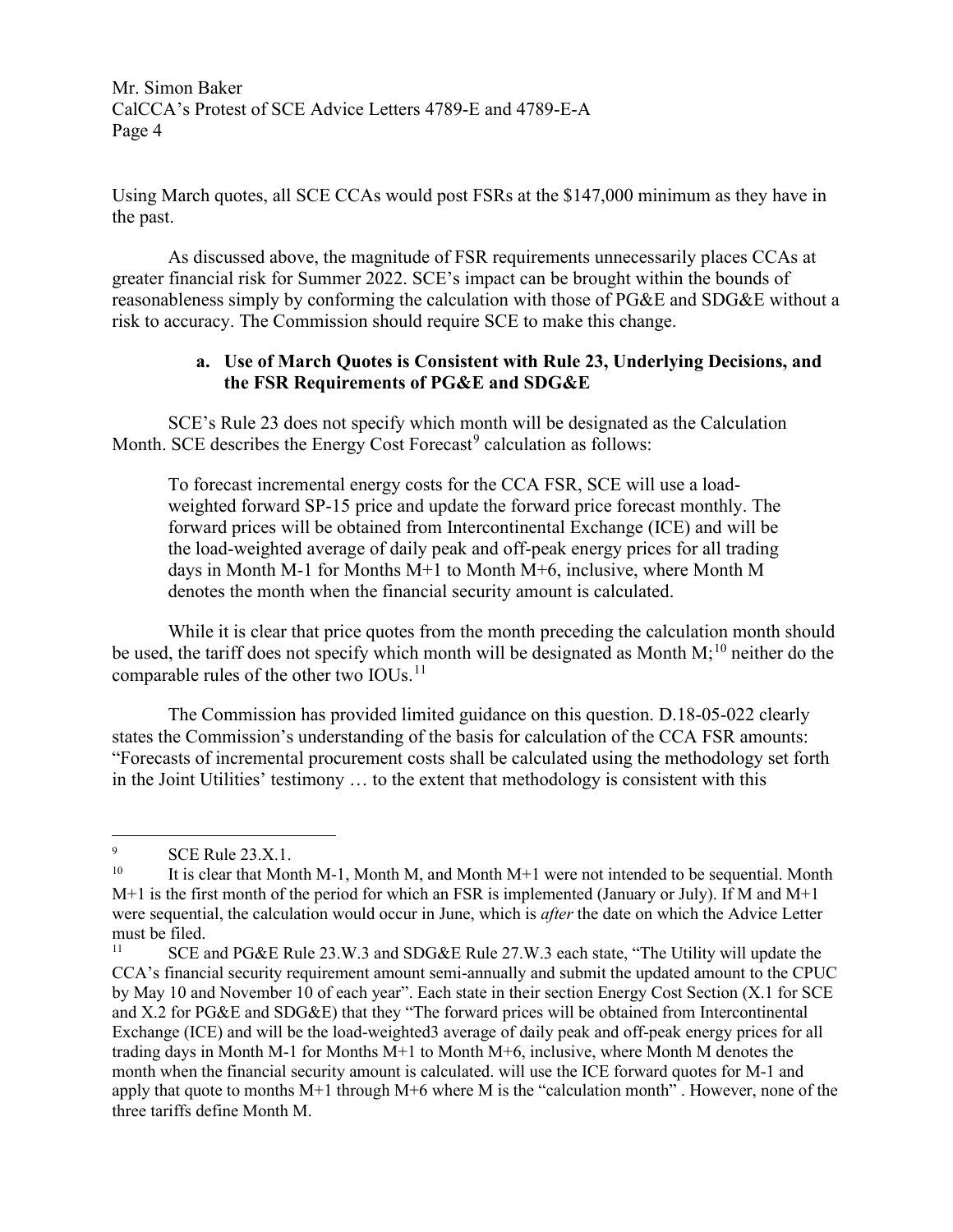Using March quotes, all SCE CCAs would post FSRs at the $147,000 minimum as they have in the past.

As discussed above, the magnitude of FSR requirements unnecessarily places CCAs at greater financial risk for Summer 2022. SCE's impact can be brought within the bounds of reasonableness simply by conforming the calculation with those of PG&E and SDG&E without a risk to accuracy. The Commission should require SCE to make this change.

### a. Use of March Quotes is Consistent with Rule 23, Underlying Decisions, and the FSR Requirements of PG&E and SDG&E

SCE's Rule 23 does not specify which month will be designated as the Calculation Month. SCE describes the Energy Cost Forecast[9] calculation as follows:

> To forecast incremental energy costs for the CCA FSR, SCE will use a load-weighted forward SP-15 price and update the forward price forecast monthly. The forward prices will be obtained from Intercontinental Exchange (ICE) and will be the load-weighted average of daily peak and off-peak energy prices for all trading days in Month M-1 for Months M+1 to Month M+6, inclusive, where Month M denotes the month when the financial security amount is calculated.

While it is clear that price quotes from the month preceding the calculation month should be used, the tariff does not specify which month will be designated as Month M;[10] neither do the comparable rules of the other two IOUs.[11]

The Commission has provided limited guidance on this question. D.18-05-022 clearly states the Commission's understanding of the basis for calculation of the CCA FSR amounts: "Forecasts of incremental procurement costs shall be calculated using the methodology set forth in the Joint Utilities' testimony … to the extent that methodology is consistent with this

---

[9] SCE Rule 23.X.1.

[10] It is clear that Month M-1, Month M, and Month M+1 were not intended to be sequential. Month M+1 is the first month of the period for which an FSR is implemented (January or July). If M and M+1 were sequential, the calculation would occur in June, which is *after* the date on which the Advice Letter must be filed.

[11] SCE and PG&E Rule 23.W.3 and SDG&E Rule 27.W.3 each state, "The Utility will update the CCA's financial security requirement amount semi-annually and submit the updated amount to the CPUC by May 10 and November 10 of each year". Each state in their section Energy Cost Section (X.1 for SCE and X.2 for PG&E and SDG&E) that they "The forward prices will be obtained from Intercontinental Exchange (ICE) and will be the load-weighted3 average of daily peak and off-peak energy prices for all trading days in Month M-1 for Months M+1 to Month M+6, inclusive, where Month M denotes the month when the financial security amount is calculated. will use the ICE forward quotes for M-1 and apply that quote to months M+1 through M+6 where M is the "calculation month" . However, none of the three tariffs define Month M.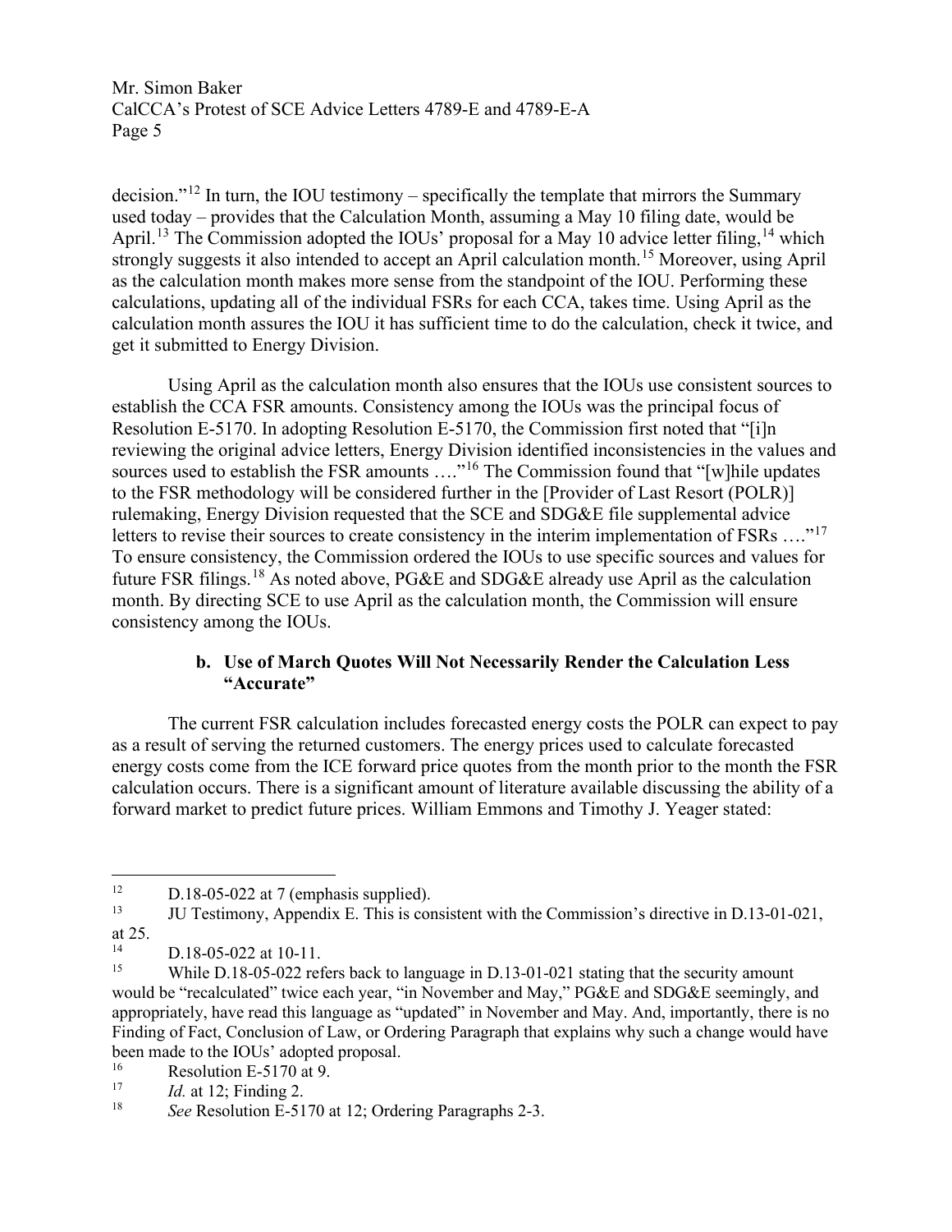decision."[12] In turn, the IOU testimony – specifically the template that mirrors the Summary used today – provides that the Calculation Month, assuming a May 10 filing date, would be April.[13] The Commission adopted the IOUs' proposal for a May 10 advice letter filing,[14] which strongly suggests it also intended to accept an April calculation month.[15] Moreover, using April as the calculation month makes more sense from the standpoint of the IOU. Performing these calculations, updating all of the individual FSRs for each CCA, takes time. Using April as the calculation month assures the IOU it has sufficient time to do the calculation, check it twice, and get it submitted to Energy Division.

Using April as the calculation month also ensures that the IOUs use consistent sources to establish the CCA FSR amounts. Consistency among the IOUs was the principal focus of Resolution E-5170. In adopting Resolution E-5170, the Commission first noted that "[i]n reviewing the original advice letters, Energy Division identified inconsistencies in the values and sources used to establish the FSR amounts …."[16] The Commission found that "[w]hile updates to the FSR methodology will be considered further in the [Provider of Last Resort (POLR)] rulemaking, Energy Division requested that the SCE and SDG&E file supplemental advice letters to revise their sources to create consistency in the interim implementation of FSRs …."[17] To ensure consistency, the Commission ordered the IOUs to use specific sources and values for future FSR filings.[18] As noted above, PG&E and SDG&E already use April as the calculation month. By directing SCE to use April as the calculation month, the Commission will ensure consistency among the IOUs.

### b. Use of March Quotes Will Not Necessarily Render the Calculation Less "Accurate"

The current FSR calculation includes forecasted energy costs the POLR can expect to pay as a result of serving the returned customers. The energy prices used to calculate forecasted energy costs come from the ICE forward price quotes from the month prior to the month the FSR calculation occurs. There is a significant amount of literature available discussing the ability of a forward market to predict future prices. William Emmons and Timothy J. Yeager stated:

---

[12] D.18-05-022 at 7 (emphasis supplied).

[13] JU Testimony, Appendix E. This is consistent with the Commission's directive in D.13-01-021, at 25.

[14] D.18-05-022 at 10-11.

[15] While D.18-05-022 refers back to language in D.13-01-021 stating that the security amount would be "recalculated" twice each year, "in November and May," PG&E and SDG&E seemingly, and appropriately, have read this language as "updated" in November and May. And, importantly, there is no Finding of Fact, Conclusion of Law, or Ordering Paragraph that explains why such a change would have been made to the IOUs' adopted proposal.

[16] Resolution E-5170 at 9.

[17] *Id.* at 12; Finding 2.

[18] *See* Resolution E-5170 at 12; Ordering Paragraphs 2-3.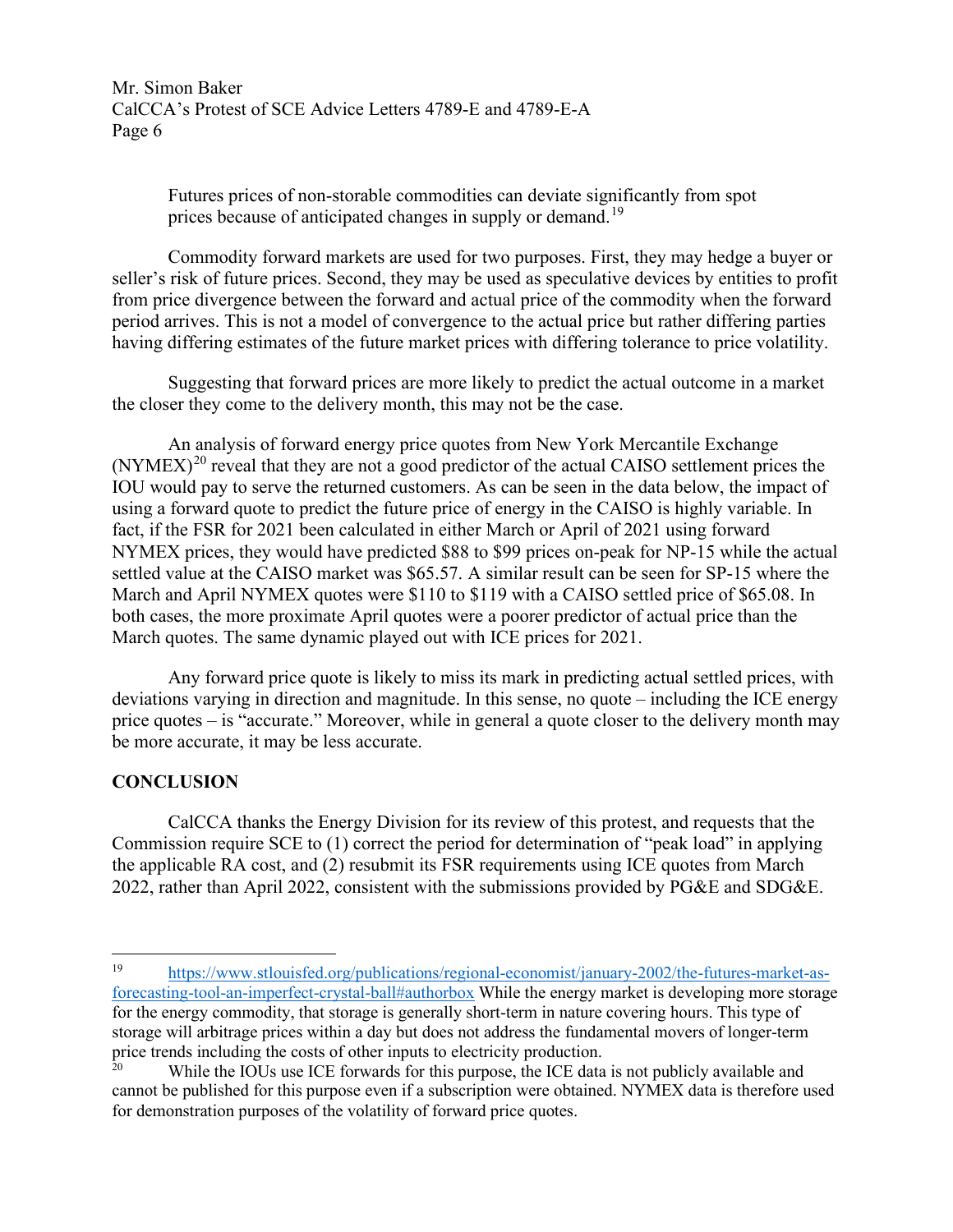> Futures prices of non-storable commodities can deviate significantly from spot prices because of anticipated changes in supply or demand.[19]

Commodity forward markets are used for two purposes. First, they may hedge a buyer or seller's risk of future prices. Second, they may be used as speculative devices by entities to profit from price divergence between the forward and actual price of the commodity when the forward period arrives. This is not a model of convergence to the actual price but rather differing parties having differing estimates of the future market prices with differing tolerance to price volatility.

Suggesting that forward prices are more likely to predict the actual outcome in a market the closer they come to the delivery month, this may not be the case.

An analysis of forward energy price quotes from New York Mercantile Exchange (NYMEX)[20] reveal that they are not a good predictor of the actual CAISO settlement prices the IOU would pay to serve the returned customers. As can be seen in the data below, the impact of using a forward quote to predict the future price of energy in the CAISO is highly variable. In fact, if the FSR for 2021 been calculated in either March or April of 2021 using forward NYMEX prices, they would have predicted \$88 to \$99 prices on-peak for NP-15 while the actual settled value at the CAISO market was \$65.57. A similar result can be seen for SP-15 where the March and April NYMEX quotes were \$110 to \$119 with a CAISO settled price of \$65.08. In both cases, the more proximate April quotes were a poorer predictor of actual price than the March quotes. The same dynamic played out with ICE prices for 2021.

Any forward price quote is likely to miss its mark in predicting actual settled prices, with deviations varying in direction and magnitude. In this sense, no quote – including the ICE energy price quotes – is "accurate." Moreover, while in general a quote closer to the delivery month may be more accurate, it may be less accurate.

## CONCLUSION

CalCCA thanks the Energy Division for its review of this protest, and requests that the Commission require SCE to (1) correct the period for determination of "peak load" in applying the applicable RA cost, and (2) resubmit its FSR requirements using ICE quotes from March 2022, rather than April 2022, consistent with the submissions provided by PG&E and SDG&E.

---

[19] https://www.stlouisfed.org/publications/regional-economist/january-2002/the-futures-market-as-forecasting-tool-an-imperfect-crystal-ball#authorbox While the energy market is developing more storage for the energy commodity, that storage is generally short-term in nature covering hours. This type of storage will arbitrage prices within a day but does not address the fundamental movers of longer-term price trends including the costs of other inputs to electricity production.

[20] While the IOUs use ICE forwards for this purpose, the ICE data is not publicly available and cannot be published for this purpose even if a subscription were obtained. NYMEX data is therefore used for demonstration purposes of the volatility of forward price quotes.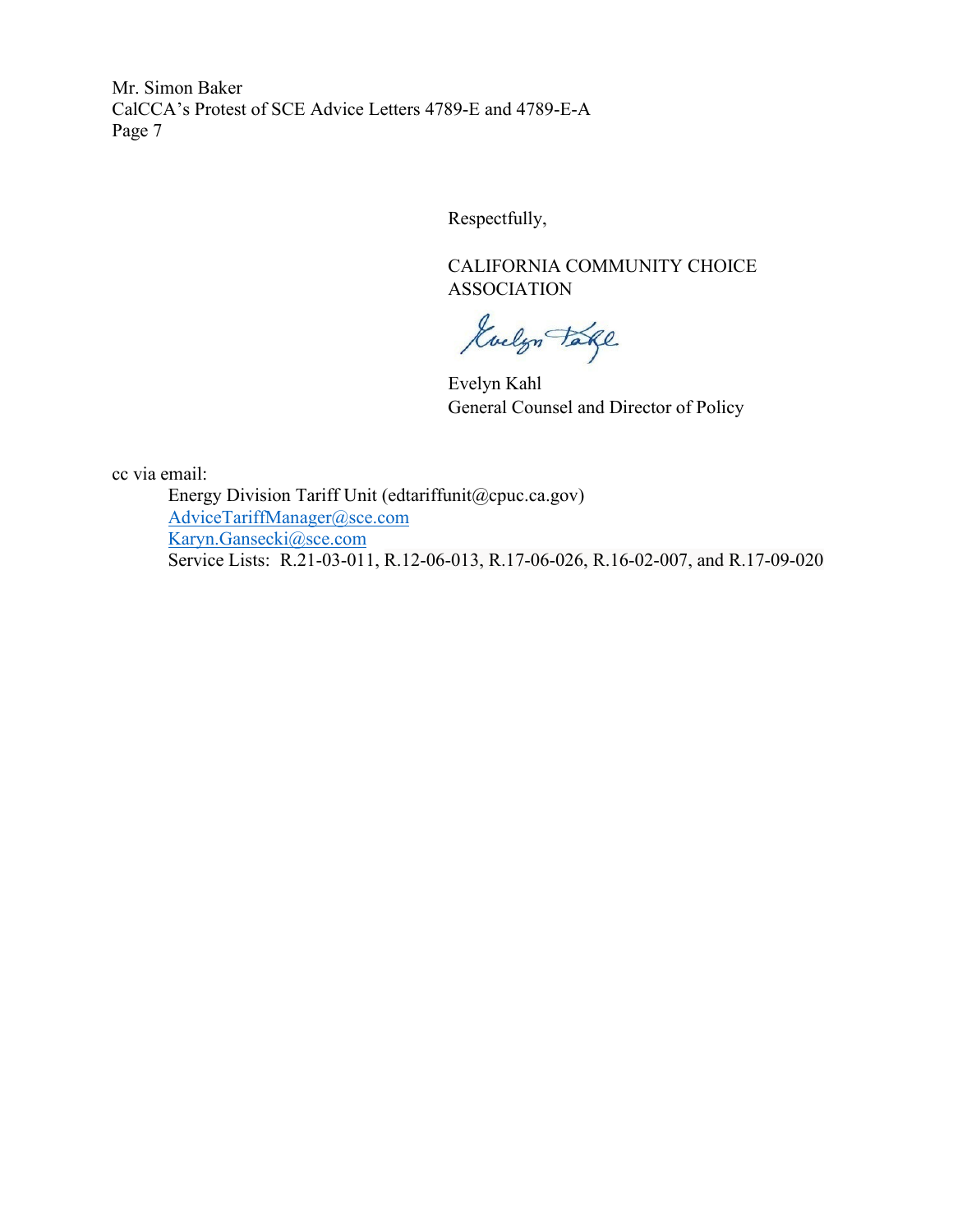Respectfully,

CALIFORNIA COMMUNITY CHOICE ASSOCIATION

Evelyn Kahl
General Counsel and Director of Policy

cc via email:

Energy Division Tariff Unit (edtariffunit@cpuc.ca.gov)
AdviceTariffManager@sce.com
Karyn.Gansecki@sce.com
Service Lists: R.21-03-011, R.12-06-013, R.17-06-026, R.16-02-007, and R.17-09-020